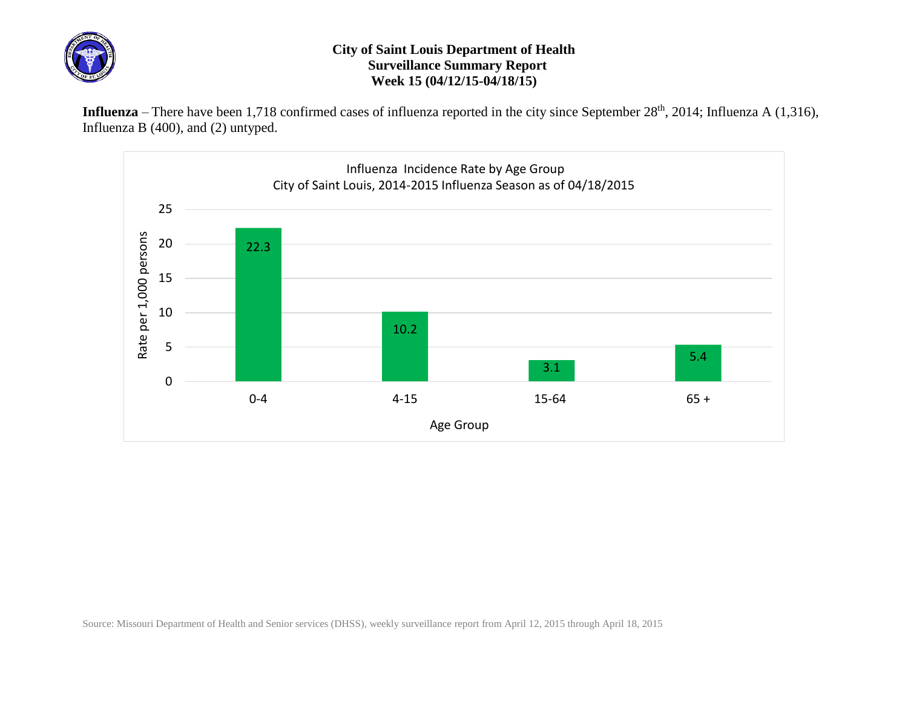# City of Saint Louis Department of Health
## Surveillance Summary Report
### Week 15 (04/12/15-04/18/15)

**Influenza** – There have been 1,718 confirmed cases of influenza reported in the city since September 28th, 2014; Influenza A (1,316), Influenza B (400), and (2) untyped.

**Influenza Incidence Rate by Age Group**
**City of Saint Louis, 2014-2015 Influenza Season as of 04/18/2015**

| Age Group | Rate per 1,000 persons |
|---|---|
| 0-4 | 22.3 |
| 4-15 | 10.2 |
| 15-64 | 3.1 |
| 65 + | 5.4 |

Source: Missouri Department of Health and Senior services (DHSS), weekly surveillance report from April 12, 2015 through April 18, 2015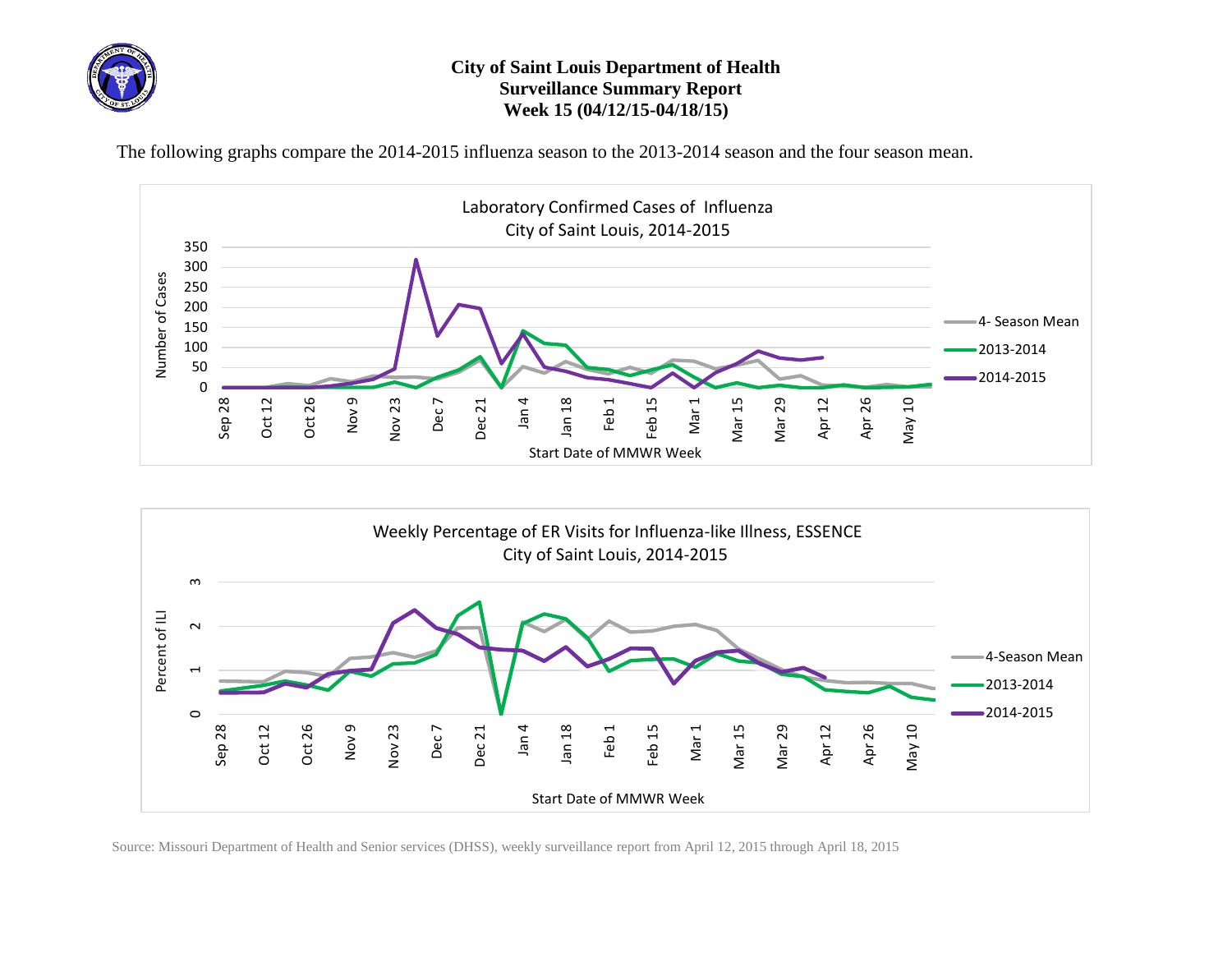# City of Saint Louis Department of Health
# Surveillance Summary Report
# Week 15 (04/12/15-04/18/15)

The following graphs compare the 2014-2015 influenza season to the 2013-2014 season and the four season mean.

Laboratory Confirmed Cases of Influenza
City of Saint Louis, 2014-2015

Number of Cases

350
300
250
200
150
100
50
0

Sep 28
Oct 12
Oct 26
Nov 9
Nov 23
Dec 7
Dec 21
Jan 4
Jan 18
Feb 1
Feb 15
Mar 1
Mar 15
Mar 29
Apr 12
Apr 26
May 10

Start Date of MMWR Week

4- Season Mean
2013-2014
2014-2015

Weekly Percentage of ER Visits for Influenza-like Illness, ESSENCE
City of Saint Louis, 2014-2015

Percent of ILI

3
2
1
0

Sep 28
Oct 12
Oct 26
Nov 9
Nov 23
Dec 7
Dec 21
Jan 4
Jan 18
Feb 1
Feb 15
Mar 1
Mar 15
Mar 29
Apr 12
Apr 26
May 10

Start Date of MMWR Week

4-Season Mean
2013-2014
2014-2015

Source: Missouri Department of Health and Senior services (DHSS), weekly surveillance report from April 12, 2015 through April 18, 2015